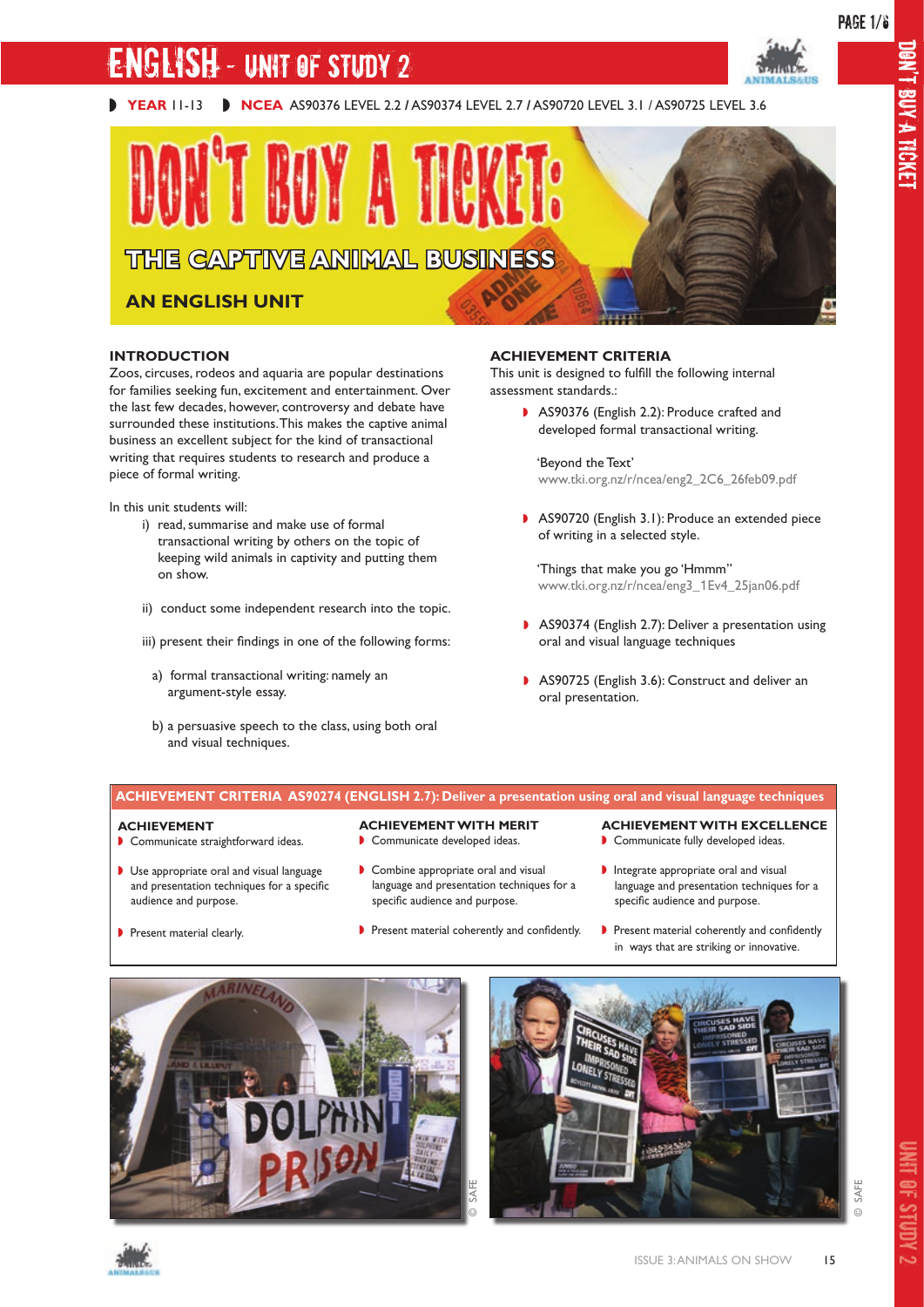# ENGLISH - UNIT OF STUDY 2

**YEAR** 11-13 **NCEA** AS90376 LEVEL 2.2 / AS90374 LEVEL 2.7 / AS90720 LEVEL 3.1 / AS90725 LEVEL 3.6

# DON'T BUY A TICKET:

## THE CAPTIVE ANIMAL BUSINESS

### AN ENGLISH UNIT

### INTRODUCTION

Zoos, circuses, rodeos and aquaria are popular destinations for families seeking fun, excitement and entertainment. Over the last few decades, however, controversy and debate have surrounded these institutions. This makes the captive animal business an excellent subject for the kind of transactional writing that requires students to research and produce a piece of formal writing.

In this unit students will:

i) read, summarise and make use of formal transactional writing by others on the topic of keeping wild animals in captivity and putting them on show.

ii) conduct some independent research into the topic.

iii) present their findings in one of the following forms:

a) formal transactional writing: namely an argument-style essay.

b) a persuasive speech to the class, using both oral and visual techniques.

### ACHIEVEMENT CRITERIA

This unit is designed to fulfill the following internal assessment standards.:

- AS90376 (English 2.2): Produce crafted and developed formal transactional writing.

  'Beyond the Text'
  www.tki.org.nz/r/ncea/eng2_2C6_26feb09.pdf

- AS90720 (English 3.1): Produce an extended piece of writing in a selected style.

  'Things that make you go 'Hmmm''
  www.tki.org.nz/r/ncea/eng3_1Ev4_25jan06.pdf

- AS90374 (English 2.7): Deliver a presentation using oral and visual language techniques

- AS90725 (English 3.6): Construct and deliver an oral presentation.

### ACHIEVEMENT CRITERIA AS90274 (ENGLISH 2.7): Deliver a presentation using oral and visual language techniques

| ACHIEVEMENT | ACHIEVEMENT WITH MERIT | ACHIEVEMENT WITH EXCELLENCE |
|---|---|---|
| Communicate straightforward ideas. | Communicate developed ideas. | Communicate fully developed ideas. |
| Use appropriate oral and visual language and presentation techniques for a specific audience and purpose. | Combine appropriate oral and visual language and presentation techniques for a specific audience and purpose. | Integrate appropriate oral and visual language and presentation techniques for a specific audience and purpose. |
| Present material clearly. | Present material coherently and confidently. | Present material coherently and confidently in ways that are striking or innovative. |

© SAFE

© SAFE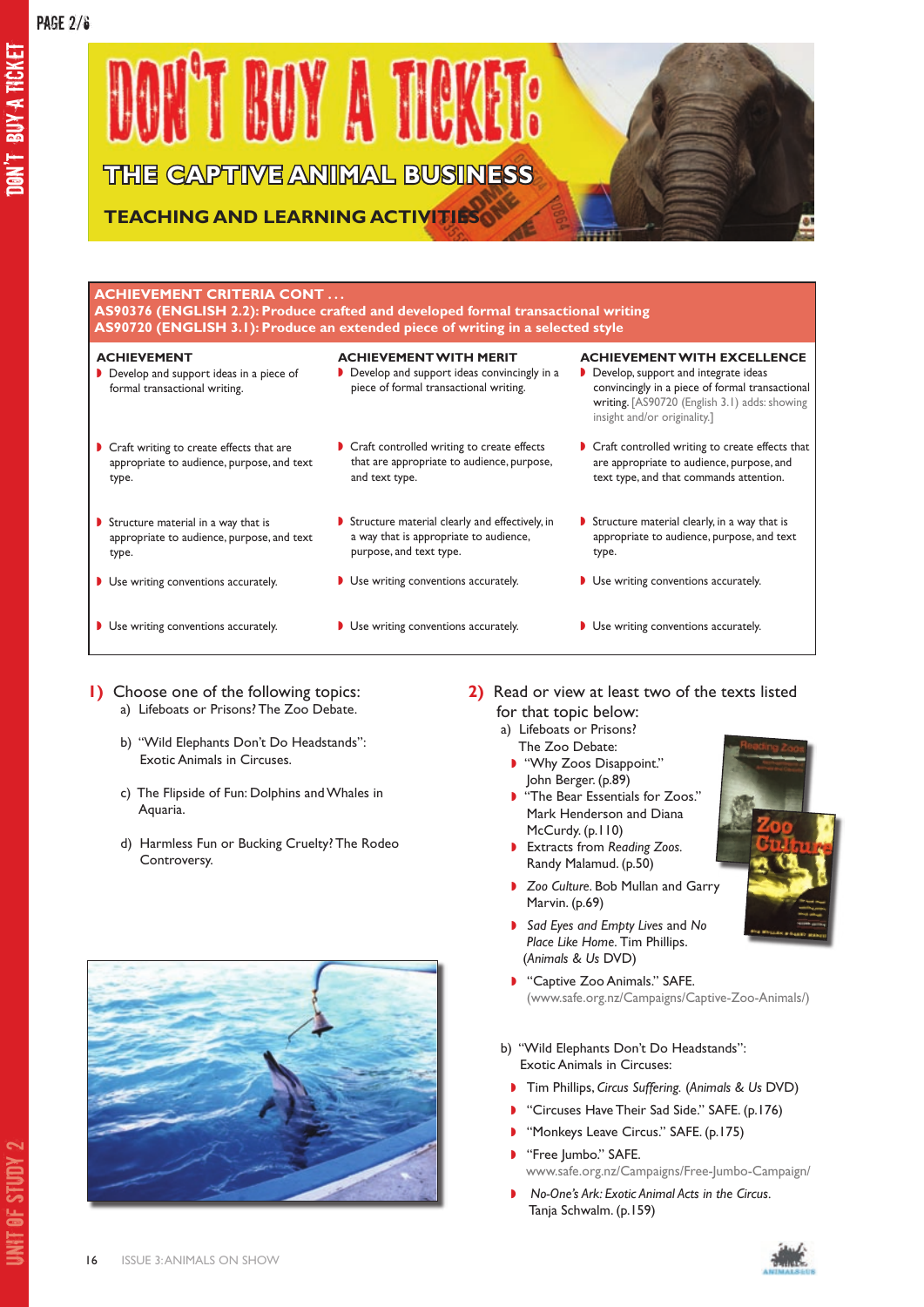# DON'T BUY A TICKET:

## THE CAPTIVE ANIMAL BUSINESS

### TEACHING AND LEARNING ACTIVITIES

**ACHIEVEMENT CRITERIA CONT . . .**
**AS90376 (ENGLISH 2.2): Produce crafted and developed formal transactional writing**
**AS90720 (ENGLISH 3.1): Produce an extended piece of writing in a selected style**

| ACHIEVEMENT | ACHIEVEMENT WITH MERIT | ACHIEVEMENT WITH EXCELLENCE |
|---|---|---|
| Develop and support ideas in a piece of formal transactional writing. | Develop and support ideas convincingly in a piece of formal transactional writing. | Develop, support and integrate ideas convincingly in a piece of formal transactional writing. [AS90720 (English 3.1) adds: showing insight and/or originality.] |
| Craft writing to create effects that are appropriate to audience, purpose, and text type. | Craft controlled writing to create effects that are appropriate to audience, purpose, and text type. | Craft controlled writing to create effects that are appropriate to audience, purpose, and text type, and that commands attention. |
| Structure material in a way that is appropriate to audience, purpose, and text type. | Structure material clearly and effectively, in a way that is appropriate to audience, purpose, and text type. | Structure material clearly, in a way that is appropriate to audience, purpose, and text type. |
| Use writing conventions accurately. | Use writing conventions accurately. | Use writing conventions accurately. |
| Use writing conventions accurately. | Use writing conventions accurately. | Use writing conventions accurately. |

**1)** Choose one of the following topics:

a) Lifeboats or Prisons? The Zoo Debate.

b) "Wild Elephants Don't Do Headstands": Exotic Animals in Circuses.

c) The Flipside of Fun: Dolphins and Whales in Aquaria.

d) Harmless Fun or Bucking Cruelty? The Rodeo Controversy.

**2)** Read or view at least two of the texts listed for that topic below:

a) Lifeboats or Prisons? The Zoo Debate:

- "Why Zoos Disappoint." John Berger. (p.89)
- "The Bear Essentials for Zoos." Mark Henderson and Diana McCurdy. (p.110)
- Extracts from *Reading Zoos*. Randy Malamud. (p.50)
- *Zoo Culture*. Bob Mullan and Garry Marvin. (p.69)
- *Sad Eyes and Empty Lives* and *No Place Like Home*. Tim Phillips. (*Animals & Us* DVD)
- "Captive Zoo Animals." SAFE. (www.safe.org.nz/Campaigns/Captive-Zoo-Animals/)

b) "Wild Elephants Don't Do Headstands": Exotic Animals in Circuses:

- Tim Phillips, *Circus Suffering*. (*Animals & Us* DVD)
- "Circuses Have Their Sad Side." SAFE. (p.176)
- "Monkeys Leave Circus." SAFE. (p.175)
- "Free Jumbo." SAFE. www.safe.org.nz/Campaigns/Free-Jumbo-Campaign/
- *No-One's Ark: Exotic Animal Acts in the Circus*. Tanja Schwalm. (p.159)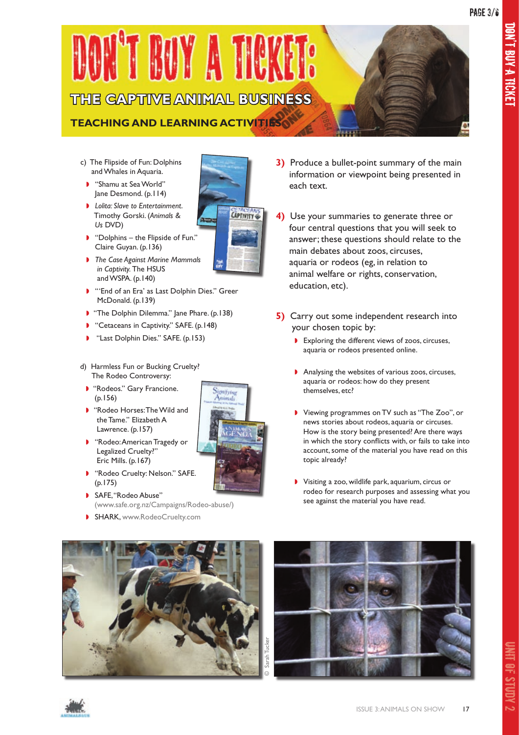# DON'T BUY A TICKET:

## THE CAPTIVE ANIMAL BUSINESS

### TEACHING AND LEARNING ACTIVITIES

c) The Flipside of Fun: Dolphins and Whales in Aquaria.

- "Shamu at Sea World" Jane Desmond. (p.114)
- *Lolita: Slave to Entertainment.* Timothy Gorski. (*Animals & Us* DVD)
- "Dolphins – the Flipside of Fun." Claire Guyan. (p.136)
- *The Case Against Marine Mammals in Captivity.* The HSUS and WSPA. (p.140)
- "'End of an Era' as Last Dolphin Dies." Greer McDonald. (p.139)
- "The Dolphin Dilemma." Jane Phare. (p.138)
- "Cetaceans in Captivity." SAFE. (p.148)
- "Last Dolphin Dies." SAFE. (p.153)

d) Harmless Fun or Bucking Cruelty? The Rodeo Controversy:

- "Rodeos." Gary Francione. (p.156)
- "Rodeo Horses: The Wild and the Tame." Elizabeth A Lawrence. (p.157)
- "Rodeo: American Tragedy or Legalized Cruelty?" Eric Mills. (p.167)
- "Rodeo Cruelty: Nelson." SAFE. (p.175)
- SAFE, "Rodeo Abuse" (www.safe.org.nz/Campaigns/Rodeo-abuse/)
- SHARK, www.RodeoCruelty.com

**3)** Produce a bullet-point summary of the main information or viewpoint being presented in each text.

**4)** Use your summaries to generate three or four central questions that you will seek to answer; these questions should relate to the main debates about zoos, circuses, aquaria or rodeos (eg, in relation to animal welfare or rights, conservation, education, etc).

**5)** Carry out some independent research into your chosen topic by:

- Exploring the different views of zoos, circuses, aquaria or rodeos presented online.
- Analysing the websites of various zoos, circuses, aquaria or rodeos: how do they present themselves, etc?
- Viewing programmes on TV such as "The Zoo", or news stories about rodeos, aquaria or circuses. How is the story being presented? Are there ways in which the story conflicts with, or fails to take into account, some of the material you have read on this topic already?
- Visiting a zoo, wildlife park, aquarium, circus or rodeo for research purposes and assessing what you see against the material you have read.

© Sarah Tucker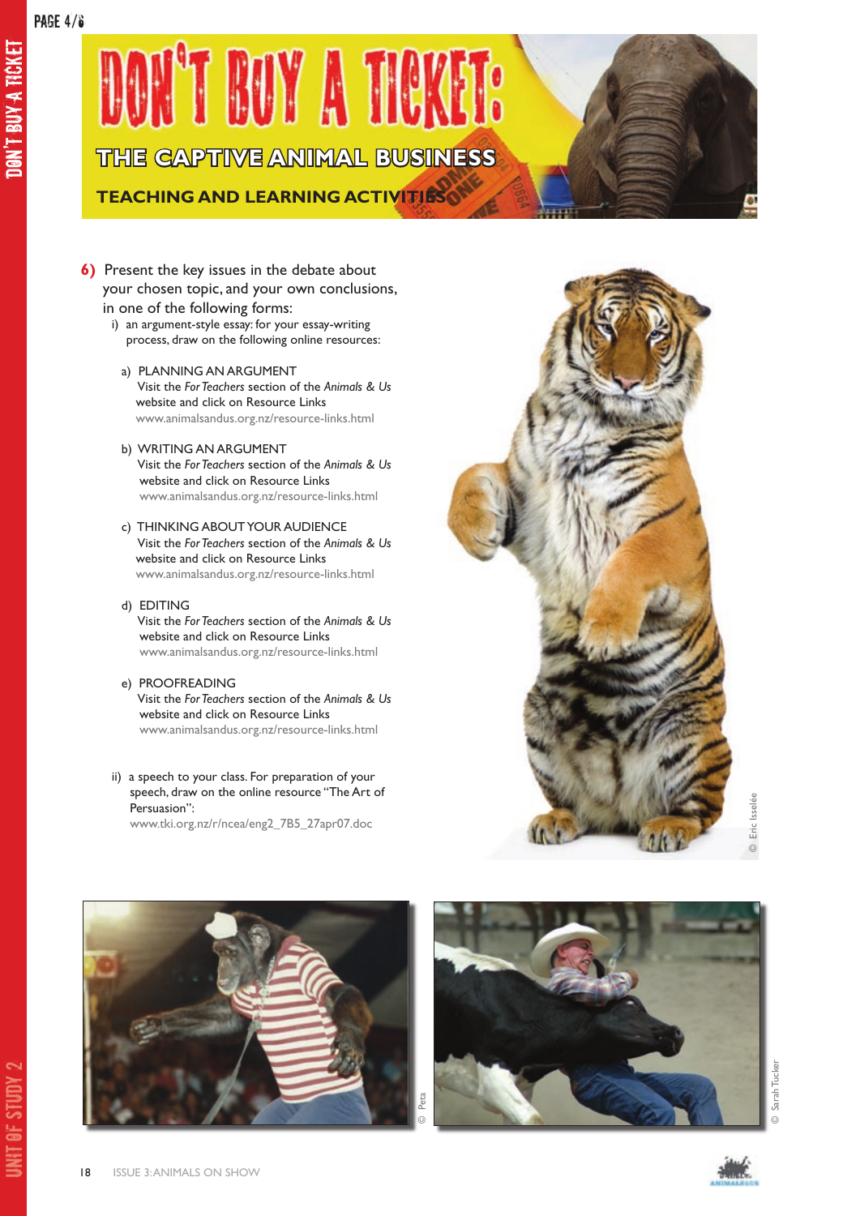# DON'T BUY A TICKET:

## THE CAPTIVE ANIMAL BUSINESS

### TEACHING AND LEARNING ACTIVITIES

**6)** Present the key issues in the debate about your chosen topic, and your own conclusions, in one of the following forms:

i) an argument-style essay: for your essay-writing process, draw on the following online resources:

a) PLANNING AN ARGUMENT
Visit the *For Teachers* section of the *Animals & Us* website and click on Resource Links
www.animalsandus.org.nz/resource-links.html

b) WRITING AN ARGUMENT
Visit the *For Teachers* section of the *Animals & Us* website and click on Resource Links
www.animalsandus.org.nz/resource-links.html

c) THINKING ABOUT YOUR AUDIENCE
Visit the *For Teachers* section of the *Animals & Us* website and click on Resource Links
www.animalsandus.org.nz/resource-links.html

d) EDITING
Visit the *For Teachers* section of the *Animals & Us* website and click on Resource Links
www.animalsandus.org.nz/resource-links.html

e) PROOFREADING
Visit the *For Teachers* section of the *Animals & Us* website and click on Resource Links
www.animalsandus.org.nz/resource-links.html

ii) a speech to your class. For preparation of your speech, draw on the online resource "The Art of Persuasion":
www.tki.org.nz/r/ncea/eng2_7B5_27apr07.doc

© Eric Isselée

© Peta

© Sarah Tucker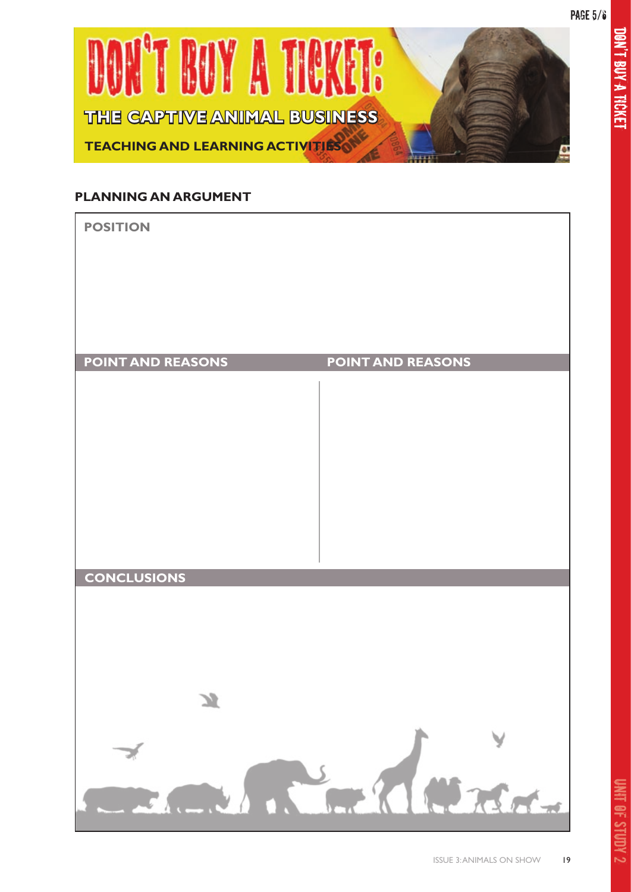# DON'T BUY A TICKET:

## THE CAPTIVE ANIMAL BUSINESS

### TEACHING AND LEARNING ACTIVITIES

## PLANNING AN ARGUMENT

**POSITION**

| POINT AND REASONS | POINT AND REASONS |
| --- | --- |
| | |

**CONCLUSIONS**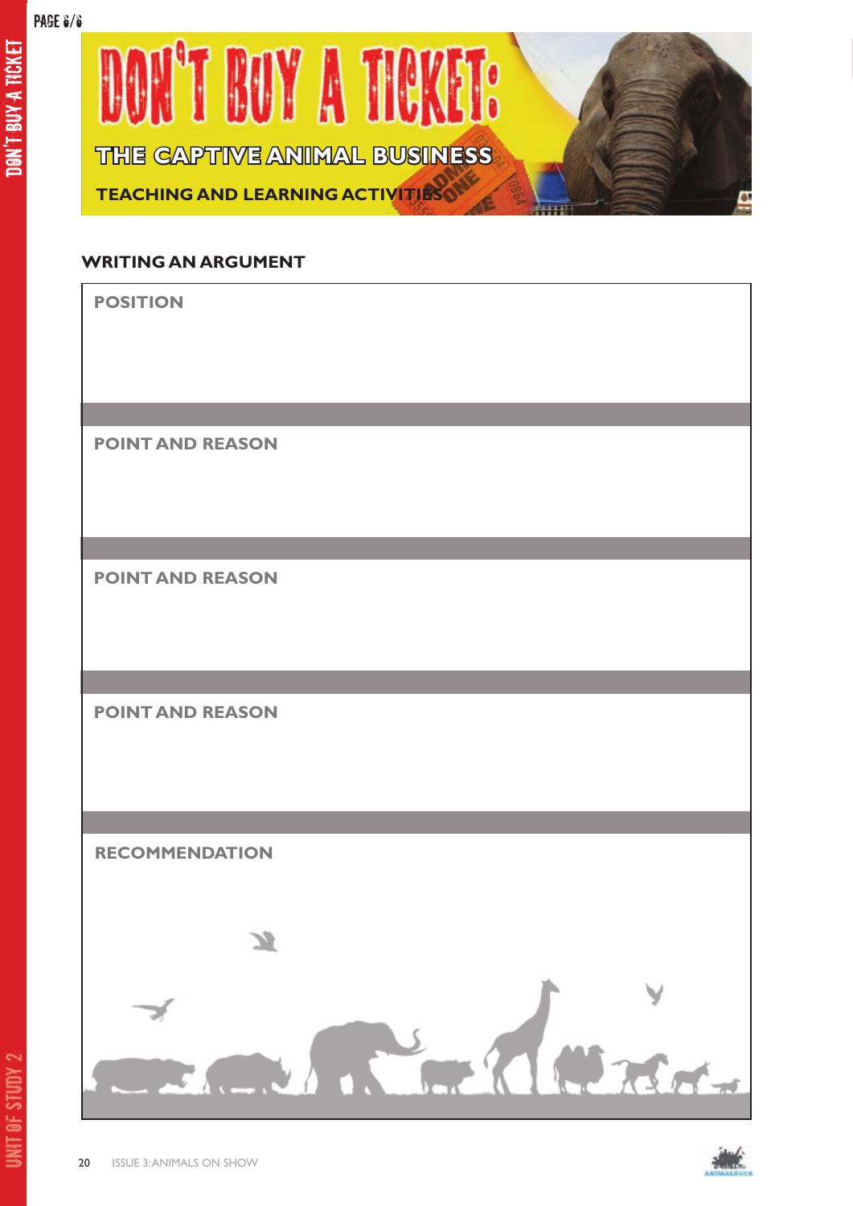# DON'T BUY A TICKET:

## THE CAPTIVE ANIMAL BUSINESS

**TEACHING AND LEARNING ACTIVITIES**

### WRITING AN ARGUMENT

**POSITION**

**POINT AND REASON**

**POINT AND REASON**

**POINT AND REASON**

**RECOMMENDATION**